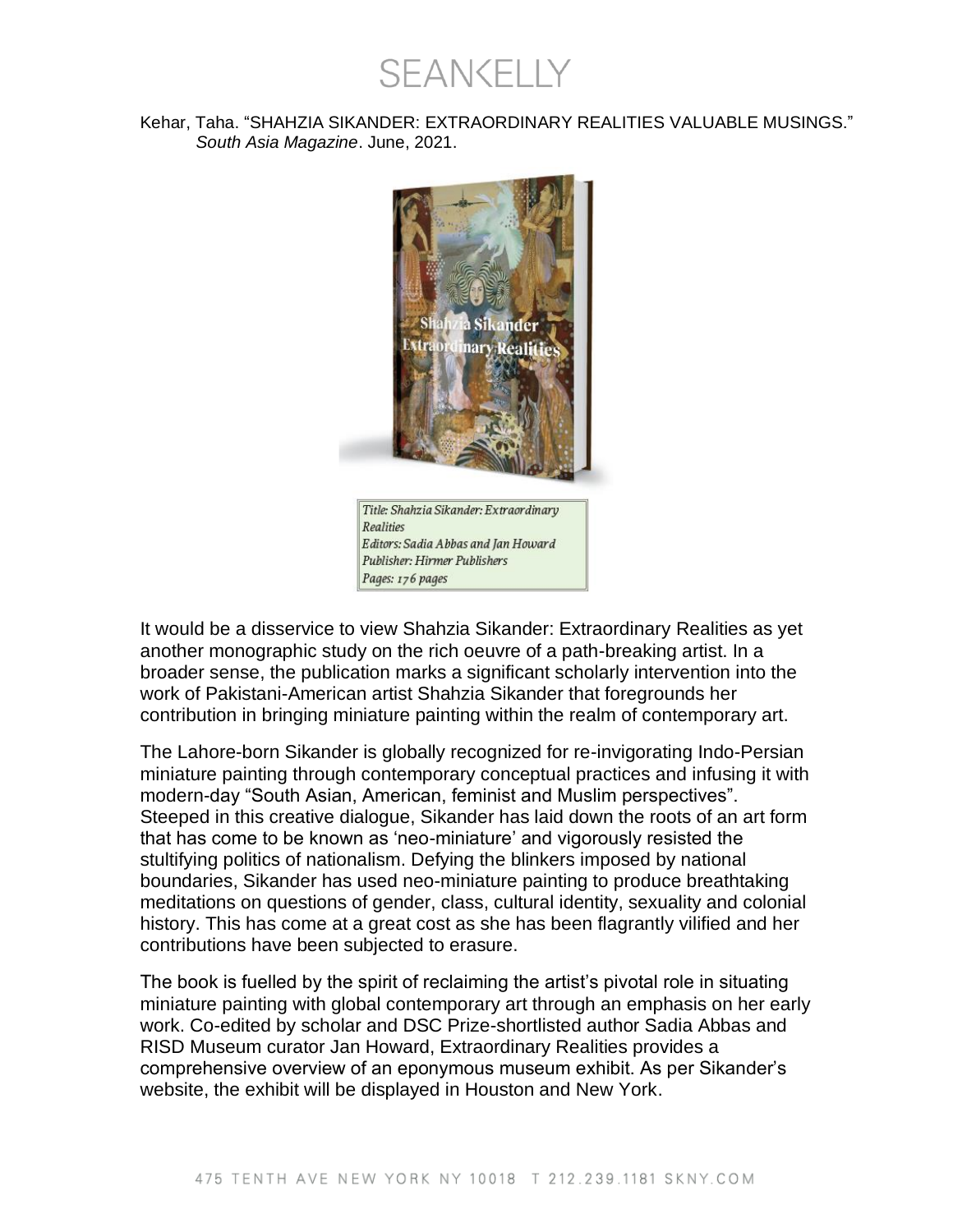Kehar, Taha. "SHAHZIA SIKANDER: EXTRAORDINARY REALITIES VALUABLE MUSINGS." *South Asia Magazine*. June, 2021.

*Title: Shahzia Sikander: Extraordinary Realities*
*Editors: Sadia Abbas and Jan Howard*
*Publisher: Hirmer Publishers*
*Pages: 176 pages*

It would be a disservice to view Shahzia Sikander: Extraordinary Realities as yet another monographic study on the rich oeuvre of a path-breaking artist. In a broader sense, the publication marks a significant scholarly intervention into the work of Pakistani-American artist Shahzia Sikander that foregrounds her contribution in bringing miniature painting within the realm of contemporary art.

The Lahore-born Sikander is globally recognized for re-invigorating Indo-Persian miniature painting through contemporary conceptual practices and infusing it with modern-day "South Asian, American, feminist and Muslim perspectives". Steeped in this creative dialogue, Sikander has laid down the roots of an art form that has come to be known as 'neo-miniature' and vigorously resisted the stultifying politics of nationalism. Defying the blinkers imposed by national boundaries, Sikander has used neo-miniature painting to produce breathtaking meditations on questions of gender, class, cultural identity, sexuality and colonial history. This has come at a great cost as she has been flagrantly vilified and her contributions have been subjected to erasure.

The book is fuelled by the spirit of reclaiming the artist's pivotal role in situating miniature painting with global contemporary art through an emphasis on her early work. Co-edited by scholar and DSC Prize-shortlisted author Sadia Abbas and RISD Museum curator Jan Howard, Extraordinary Realities provides a comprehensive overview of an eponymous museum exhibit. As per Sikander's website, the exhibit will be displayed in Houston and New York.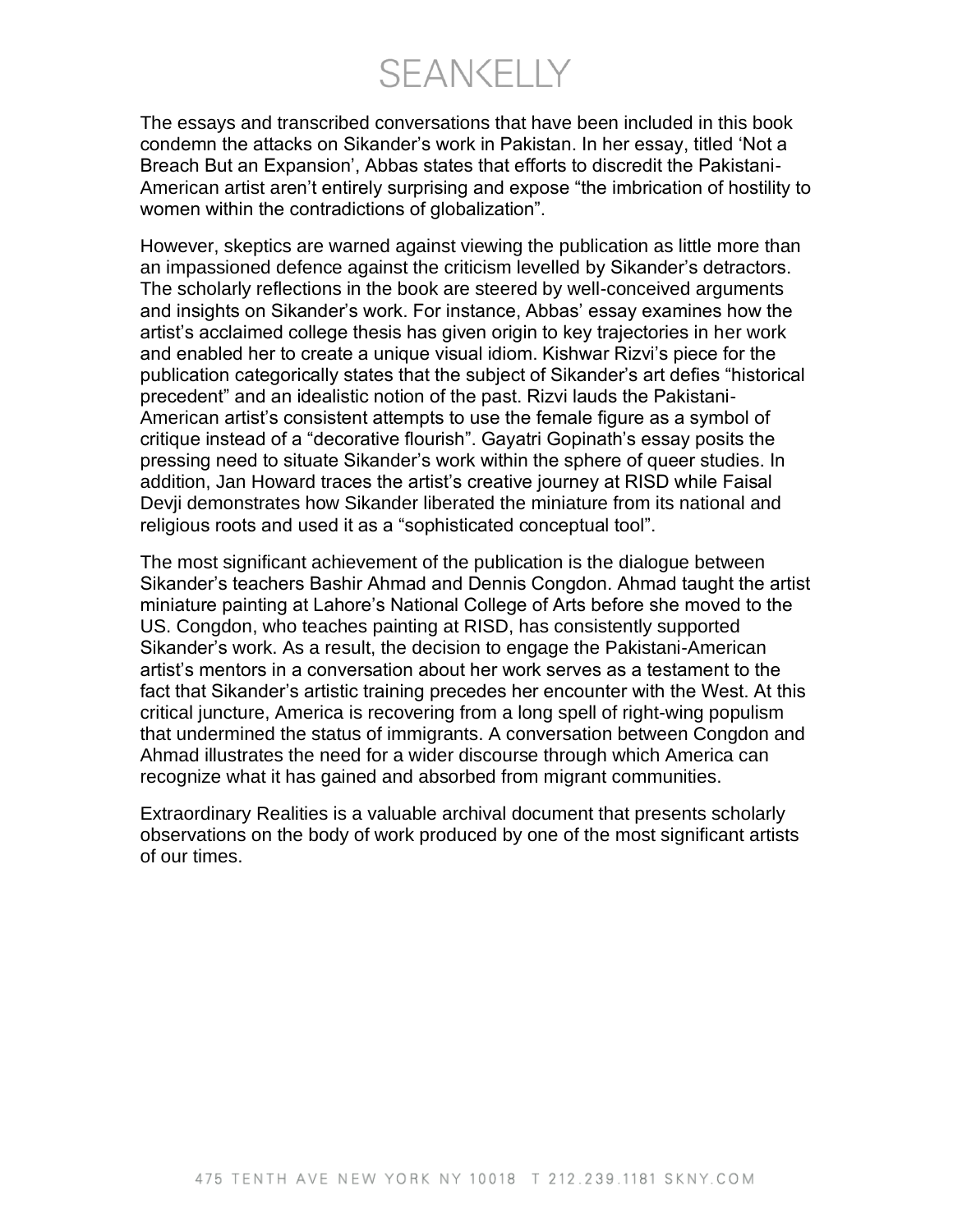The essays and transcribed conversations that have been included in this book condemn the attacks on Sikander's work in Pakistan. In her essay, titled 'Not a Breach But an Expansion', Abbas states that efforts to discredit the Pakistani-American artist aren't entirely surprising and expose "the imbrication of hostility to women within the contradictions of globalization".

However, skeptics are warned against viewing the publication as little more than an impassioned defence against the criticism levelled by Sikander's detractors. The scholarly reflections in the book are steered by well-conceived arguments and insights on Sikander's work. For instance, Abbas' essay examines how the artist's acclaimed college thesis has given origin to key trajectories in her work and enabled her to create a unique visual idiom. Kishwar Rizvi's piece for the publication categorically states that the subject of Sikander's art defies "historical precedent" and an idealistic notion of the past. Rizvi lauds the Pakistani-American artist's consistent attempts to use the female figure as a symbol of critique instead of a "decorative flourish". Gayatri Gopinath's essay posits the pressing need to situate Sikander's work within the sphere of queer studies. In addition, Jan Howard traces the artist's creative journey at RISD while Faisal Devji demonstrates how Sikander liberated the miniature from its national and religious roots and used it as a "sophisticated conceptual tool".

The most significant achievement of the publication is the dialogue between Sikander's teachers Bashir Ahmad and Dennis Congdon. Ahmad taught the artist miniature painting at Lahore's National College of Arts before she moved to the US. Congdon, who teaches painting at RISD, has consistently supported Sikander's work. As a result, the decision to engage the Pakistani-American artist's mentors in a conversation about her work serves as a testament to the fact that Sikander's artistic training precedes her encounter with the West. At this critical juncture, America is recovering from a long spell of right-wing populism that undermined the status of immigrants. A conversation between Congdon and Ahmad illustrates the need for a wider discourse through which America can recognize what it has gained and absorbed from migrant communities.

Extraordinary Realities is a valuable archival document that presents scholarly observations on the body of work produced by one of the most significant artists of our times.